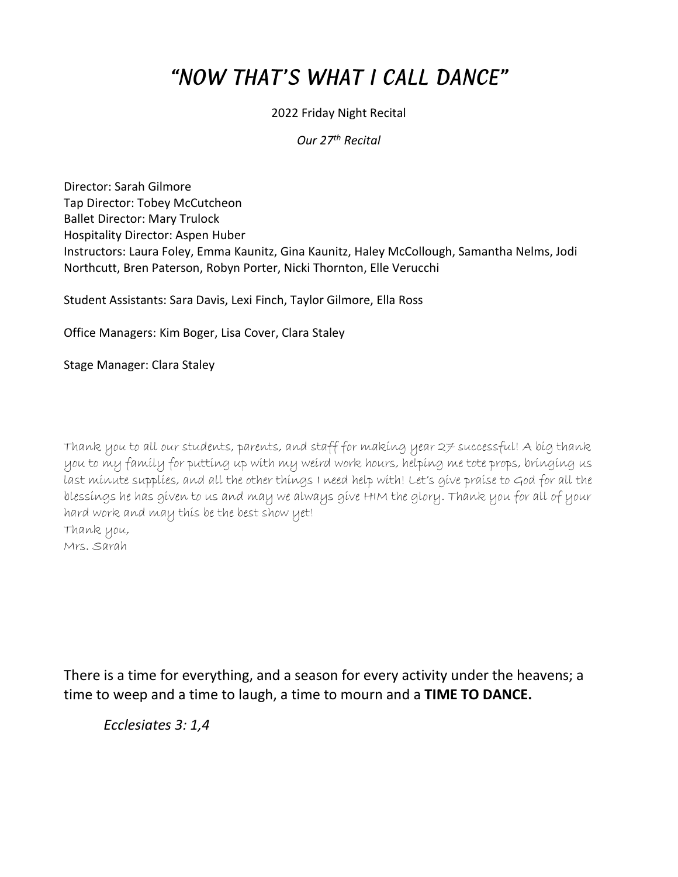# "NOW THAT'S WHAT I CALL DANCE"

2022 Friday Night Recital

*Our 27th Recital*

Director: Sarah Gilmore
Tap Director: Tobey McCutcheon
Ballet Director: Mary Trulock
Hospitality Director: Aspen Huber
Instructors: Laura Foley, Emma Kaunitz, Gina Kaunitz, Haley McCollough, Samantha Nelms, Jodi Northcutt, Bren Paterson, Robyn Porter, Nicki Thornton, Elle Verucchi

Student Assistants: Sara Davis, Lexi Finch, Taylor Gilmore, Ella Ross

Office Managers: Kim Boger, Lisa Cover, Clara Staley

Stage Manager: Clara Staley

Thank you to all our students, parents, and staff for making year 27 successful! A big thank you to my family for putting up with my weird work hours, helping me tote props, bringing us last minute supplies, and all the other things I need help with! Let's give praise to God for all the blessings he has given to us and may we always give HIM the glory. Thank you for all of your hard work and may this be the best show yet!
Thank you,
Mrs. Sarah

There is a time for everything, and a season for every activity under the heavens; a time to weep and a time to laugh, a time to mourn and a **TIME TO DANCE.**

*Ecclesiates 3: 1,4*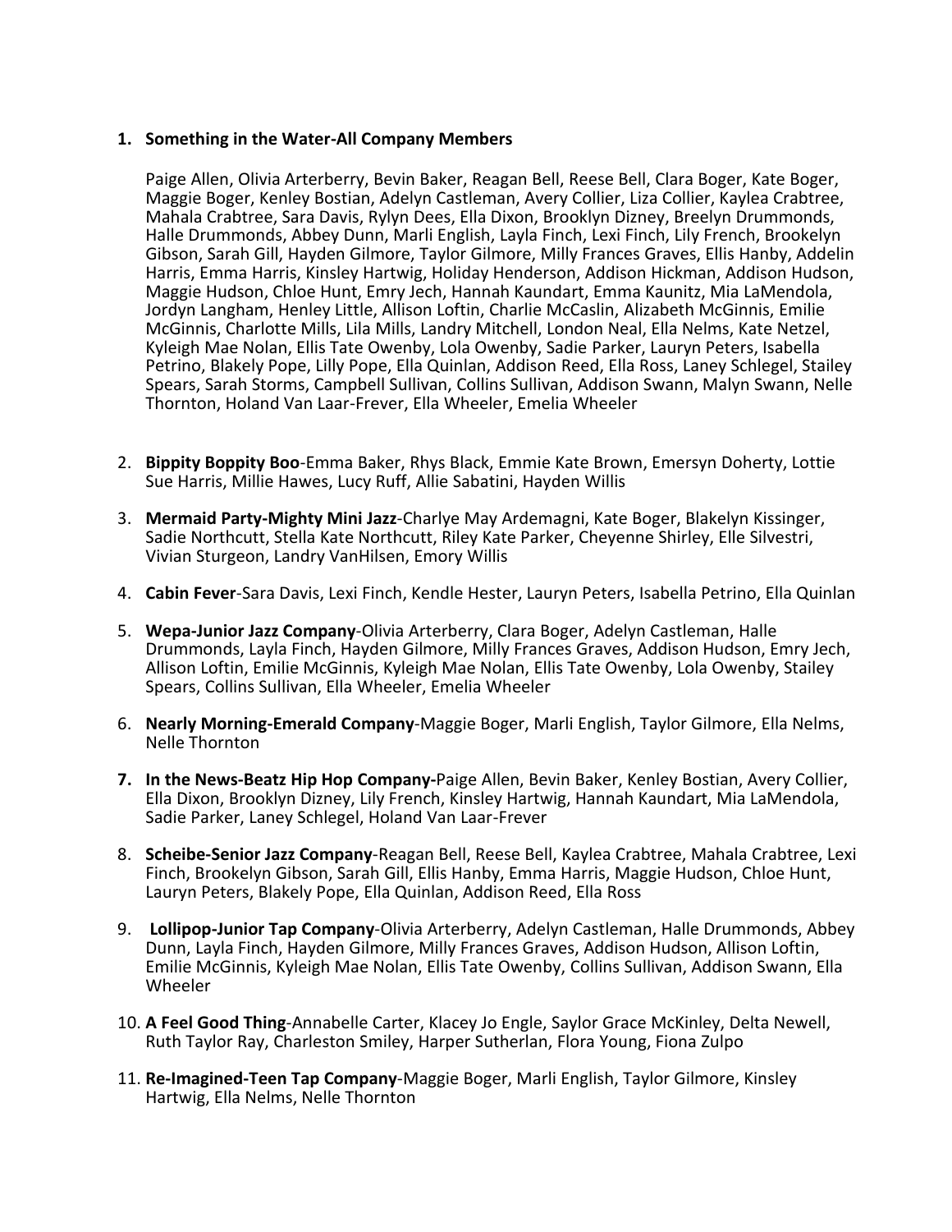1. **Something in the Water-All Company Members**

   Paige Allen, Olivia Arterberry, Bevin Baker, Reagan Bell, Reese Bell, Clara Boger, Kate Boger, Maggie Boger, Kenley Bostian, Adelyn Castleman, Avery Collier, Liza Collier, Kaylea Crabtree, Mahala Crabtree, Sara Davis, Rylyn Dees, Ella Dixon, Brooklyn Dizney, Breelyn Drummonds, Halle Drummonds, Abbey Dunn, Marli English, Layla Finch, Lexi Finch, Lily French, Brookelyn Gibson, Sarah Gill, Hayden Gilmore, Taylor Gilmore, Milly Frances Graves, Ellis Hanby, Addelin Harris, Emma Harris, Kinsley Hartwig, Holiday Henderson, Addison Hickman, Addison Hudson, Maggie Hudson, Chloe Hunt, Emry Jech, Hannah Kaundart, Emma Kaunitz, Mia LaMendola, Jordyn Langham, Henley Little, Allison Loftin, Charlie McCaslin, Alizabeth McGinnis, Emilie McGinnis, Charlotte Mills, Lila Mills, Landry Mitchell, London Neal, Ella Nelms, Kate Netzel, Kyleigh Mae Nolan, Ellis Tate Owenby, Lola Owenby, Sadie Parker, Lauryn Peters, Isabella Petrino, Blakely Pope, Lilly Pope, Ella Quinlan, Addison Reed, Ella Ross, Laney Schlegel, Stailey Spears, Sarah Storms, Campbell Sullivan, Collins Sullivan, Addison Swann, Malyn Swann, Nelle Thornton, Holand Van Laar-Frever, Ella Wheeler, Emelia Wheeler

2. **Bippity Boppity Boo**-Emma Baker, Rhys Black, Emmie Kate Brown, Emersyn Doherty, Lottie Sue Harris, Millie Hawes, Lucy Ruff, Allie Sabatini, Hayden Willis

3. **Mermaid Party-Mighty Mini Jazz**-Charlye May Ardemagni, Kate Boger, Blakelyn Kissinger, Sadie Northcutt, Stella Kate Northcutt, Riley Kate Parker, Cheyenne Shirley, Elle Silvestri, Vivian Sturgeon, Landry VanHilsen, Emory Willis

4. **Cabin Fever**-Sara Davis, Lexi Finch, Kendle Hester, Lauryn Peters, Isabella Petrino, Ella Quinlan

5. **Wepa-Junior Jazz Company**-Olivia Arterberry, Clara Boger, Adelyn Castleman, Halle Drummonds, Layla Finch, Hayden Gilmore, Milly Frances Graves, Addison Hudson, Emry Jech, Allison Loftin, Emilie McGinnis, Kyleigh Mae Nolan, Ellis Tate Owenby, Lola Owenby, Stailey Spears, Collins Sullivan, Ella Wheeler, Emelia Wheeler

6. **Nearly Morning-Emerald Company**-Maggie Boger, Marli English, Taylor Gilmore, Ella Nelms, Nelle Thornton

7. **In the News-Beatz Hip Hop Company-**Paige Allen, Bevin Baker, Kenley Bostian, Avery Collier, Ella Dixon, Brooklyn Dizney, Lily French, Kinsley Hartwig, Hannah Kaundart, Mia LaMendola, Sadie Parker, Laney Schlegel, Holand Van Laar-Frever

8. **Scheibe-Senior Jazz Company**-Reagan Bell, Reese Bell, Kaylea Crabtree, Mahala Crabtree, Lexi Finch, Brookelyn Gibson, Sarah Gill, Ellis Hanby, Emma Harris, Maggie Hudson, Chloe Hunt, Lauryn Peters, Blakely Pope, Ella Quinlan, Addison Reed, Ella Ross

9. **Lollipop-Junior Tap Company**-Olivia Arterberry, Adelyn Castleman, Halle Drummonds, Abbey Dunn, Layla Finch, Hayden Gilmore, Milly Frances Graves, Addison Hudson, Allison Loftin, Emilie McGinnis, Kyleigh Mae Nolan, Ellis Tate Owenby, Collins Sullivan, Addison Swann, Ella Wheeler

10. **A Feel Good Thing**-Annabelle Carter, Klacey Jo Engle, Saylor Grace McKinley, Delta Newell, Ruth Taylor Ray, Charleston Smiley, Harper Sutherlan, Flora Young, Fiona Zulpo

11. **Re-Imagined-Teen Tap Company**-Maggie Boger, Marli English, Taylor Gilmore, Kinsley Hartwig, Ella Nelms, Nelle Thornton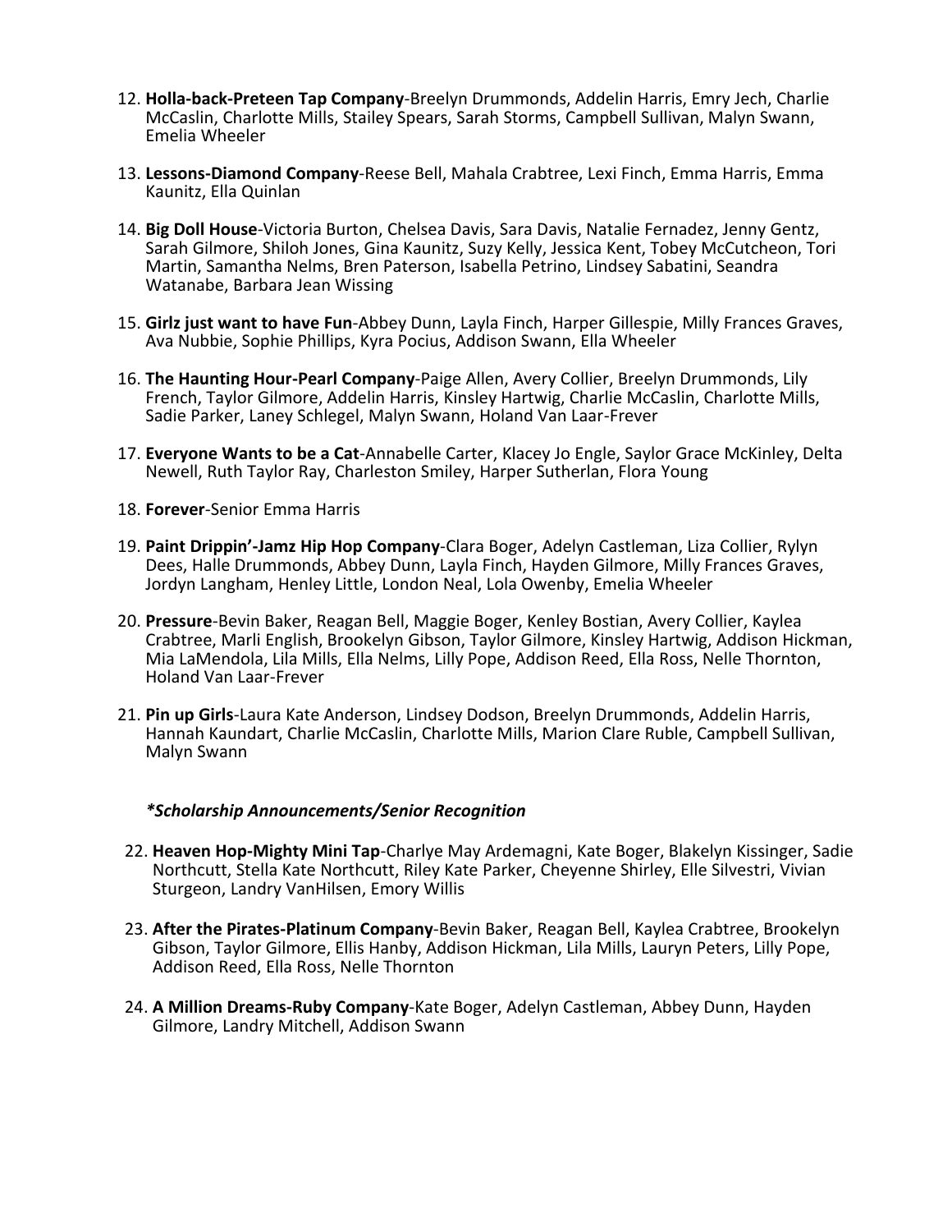12. **Holla-back-Preteen Tap Company**-Breelyn Drummonds, Addelin Harris, Emry Jech, Charlie McCaslin, Charlotte Mills, Stailey Spears, Sarah Storms, Campbell Sullivan, Malyn Swann, Emelia Wheeler

13. **Lessons-Diamond Company**-Reese Bell, Mahala Crabtree, Lexi Finch, Emma Harris, Emma Kaunitz, Ella Quinlan

14. **Big Doll House**-Victoria Burton, Chelsea Davis, Sara Davis, Natalie Fernadez, Jenny Gentz, Sarah Gilmore, Shiloh Jones, Gina Kaunitz, Suzy Kelly, Jessica Kent, Tobey McCutcheon, Tori Martin, Samantha Nelms, Bren Paterson, Isabella Petrino, Lindsey Sabatini, Seandra Watanabe, Barbara Jean Wissing

15. **Girlz just want to have Fun**-Abbey Dunn, Layla Finch, Harper Gillespie, Milly Frances Graves, Ava Nubbie, Sophie Phillips, Kyra Pocius, Addison Swann, Ella Wheeler

16. **The Haunting Hour-Pearl Company**-Paige Allen, Avery Collier, Breelyn Drummonds, Lily French, Taylor Gilmore, Addelin Harris, Kinsley Hartwig, Charlie McCaslin, Charlotte Mills, Sadie Parker, Laney Schlegel, Malyn Swann, Holand Van Laar-Frever

17. **Everyone Wants to be a Cat**-Annabelle Carter, Klacey Jo Engle, Saylor Grace McKinley, Delta Newell, Ruth Taylor Ray, Charleston Smiley, Harper Sutherlan, Flora Young

18. **Forever**-Senior Emma Harris

19. **Paint Drippin'-Jamz Hip Hop Company**-Clara Boger, Adelyn Castleman, Liza Collier, Rylyn Dees, Halle Drummonds, Abbey Dunn, Layla Finch, Hayden Gilmore, Milly Frances Graves, Jordyn Langham, Henley Little, London Neal, Lola Owenby, Emelia Wheeler

20. **Pressure**-Bevin Baker, Reagan Bell, Maggie Boger, Kenley Bostian, Avery Collier, Kaylea Crabtree, Marli English, Brookelyn Gibson, Taylor Gilmore, Kinsley Hartwig, Addison Hickman, Mia LaMendola, Lila Mills, Ella Nelms, Lilly Pope, Addison Reed, Ella Ross, Nelle Thornton, Holand Van Laar-Frever

21. **Pin up Girls**-Laura Kate Anderson, Lindsey Dodson, Breelyn Drummonds, Addelin Harris, Hannah Kaundart, Charlie McCaslin, Charlotte Mills, Marion Clare Ruble, Campbell Sullivan, Malyn Swann

***Scholarship Announcements/Senior Recognition**

22. **Heaven Hop-Mighty Mini Tap**-Charlye May Ardemagni, Kate Boger, Blakelyn Kissinger, Sadie Northcutt, Stella Kate Northcutt, Riley Kate Parker, Cheyenne Shirley, Elle Silvestri, Vivian Sturgeon, Landry VanHilsen, Emory Willis

23. **After the Pirates-Platinum Company**-Bevin Baker, Reagan Bell, Kaylea Crabtree, Brookelyn Gibson, Taylor Gilmore, Ellis Hanby, Addison Hickman, Lila Mills, Lauryn Peters, Lilly Pope, Addison Reed, Ella Ross, Nelle Thornton

24. **A Million Dreams-Ruby Company**-Kate Boger, Adelyn Castleman, Abbey Dunn, Hayden Gilmore, Landry Mitchell, Addison Swann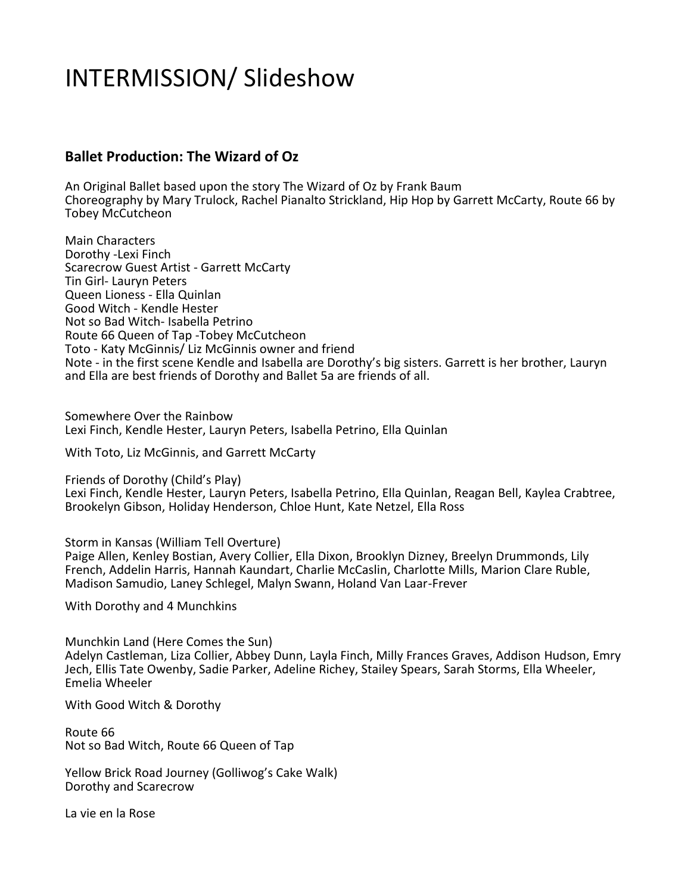# INTERMISSION/ Slideshow

### Ballet Production: The Wizard of Oz

An Original Ballet based upon the story The Wizard of Oz by Frank Baum
Choreography by Mary Trulock, Rachel Pianalto Strickland, Hip Hop by Garrett McCarty, Route 66 by Tobey McCutcheon

Main Characters
Dorothy -Lexi Finch
Scarecrow Guest Artist - Garrett McCarty
Tin Girl- Lauryn Peters
Queen Lioness - Ella Quinlan
Good Witch - Kendle Hester
Not so Bad Witch- Isabella Petrino
Route 66 Queen of Tap -Tobey McCutcheon
Toto - Katy McGinnis/ Liz McGinnis owner and friend
Note - in the first scene Kendle and Isabella are Dorothy's big sisters. Garrett is her brother, Lauryn and Ella are best friends of Dorothy and Ballet 5a are friends of all.

Somewhere Over the Rainbow
Lexi Finch, Kendle Hester, Lauryn Peters, Isabella Petrino, Ella Quinlan

With Toto, Liz McGinnis, and Garrett McCarty

Friends of Dorothy (Child's Play)
Lexi Finch, Kendle Hester, Lauryn Peters, Isabella Petrino, Ella Quinlan, Reagan Bell, Kaylea Crabtree, Brookelyn Gibson, Holiday Henderson, Chloe Hunt, Kate Netzel, Ella Ross

Storm in Kansas (William Tell Overture)
Paige Allen, Kenley Bostian, Avery Collier, Ella Dixon, Brooklyn Dizney, Breelyn Drummonds, Lily French, Addelin Harris, Hannah Kaundart, Charlie McCaslin, Charlotte Mills, Marion Clare Ruble, Madison Samudio, Laney Schlegel, Malyn Swann, Holand Van Laar-Frever

With Dorothy and 4 Munchkins

Munchkin Land (Here Comes the Sun)
Adelyn Castleman, Liza Collier, Abbey Dunn, Layla Finch, Milly Frances Graves, Addison Hudson, Emry Jech, Ellis Tate Owenby, Sadie Parker, Adeline Richey, Stailey Spears, Sarah Storms, Ella Wheeler, Emelia Wheeler

With Good Witch & Dorothy

Route 66
Not so Bad Witch, Route 66 Queen of Tap

Yellow Brick Road Journey (Golliwog's Cake Walk)
Dorothy and Scarecrow

La vie en la Rose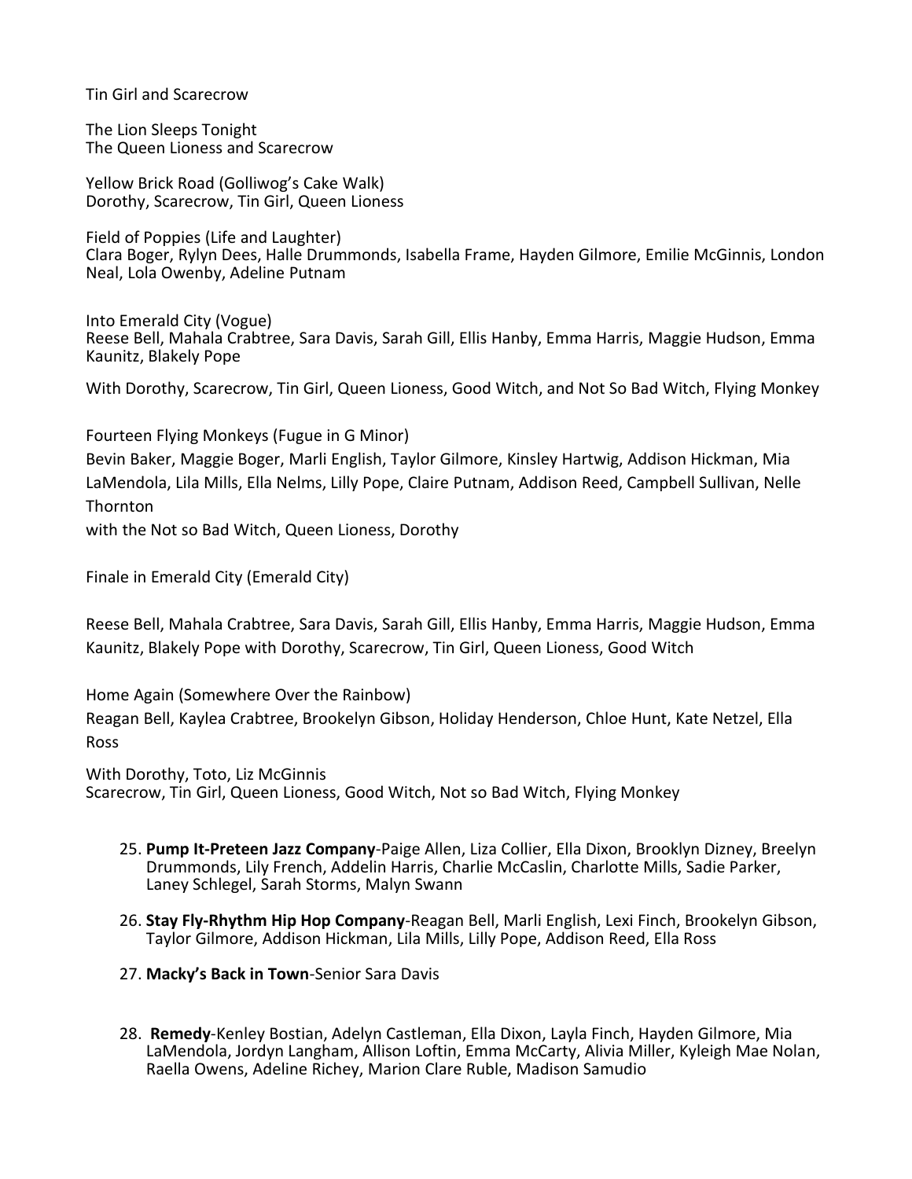Tin Girl and Scarecrow

The Lion Sleeps Tonight
The Queen Lioness and Scarecrow

Yellow Brick Road (Golliwog's Cake Walk)
Dorothy, Scarecrow, Tin Girl, Queen Lioness

Field of Poppies (Life and Laughter)
Clara Boger, Rylyn Dees, Halle Drummonds, Isabella Frame, Hayden Gilmore, Emilie McGinnis, London Neal, Lola Owenby, Adeline Putnam

Into Emerald City (Vogue)
Reese Bell, Mahala Crabtree, Sara Davis, Sarah Gill, Ellis Hanby, Emma Harris, Maggie Hudson, Emma Kaunitz, Blakely Pope

With Dorothy, Scarecrow, Tin Girl, Queen Lioness, Good Witch, and Not So Bad Witch, Flying Monkey

Fourteen Flying Monkeys (Fugue in G Minor)
Bevin Baker, Maggie Boger, Marli English, Taylor Gilmore, Kinsley Hartwig, Addison Hickman, Mia LaMendola, Lila Mills, Ella Nelms, Lilly Pope, Claire Putnam, Addison Reed, Campbell Sullivan, Nelle Thornton
with the Not so Bad Witch, Queen Lioness, Dorothy

Finale in Emerald City (Emerald City)

Reese Bell, Mahala Crabtree, Sara Davis, Sarah Gill, Ellis Hanby, Emma Harris, Maggie Hudson, Emma Kaunitz, Blakely Pope with Dorothy, Scarecrow, Tin Girl, Queen Lioness, Good Witch

Home Again (Somewhere Over the Rainbow)
Reagan Bell, Kaylea Crabtree, Brookelyn Gibson, Holiday Henderson, Chloe Hunt, Kate Netzel, Ella Ross

With Dorothy, Toto, Liz McGinnis
Scarecrow, Tin Girl, Queen Lioness, Good Witch, Not so Bad Witch, Flying Monkey

25. **Pump It-Preteen Jazz Company**-Paige Allen, Liza Collier, Ella Dixon, Brooklyn Dizney, Breelyn Drummonds, Lily French, Addelin Harris, Charlie McCaslin, Charlotte Mills, Sadie Parker, Laney Schlegel, Sarah Storms, Malyn Swann
26. **Stay Fly-Rhythm Hip Hop Company**-Reagan Bell, Marli English, Lexi Finch, Brookelyn Gibson, Taylor Gilmore, Addison Hickman, Lila Mills, Lilly Pope, Addison Reed, Ella Ross
27. **Macky's Back in Town**-Senior Sara Davis
28. **Remedy**-Kenley Bostian, Adelyn Castleman, Ella Dixon, Layla Finch, Hayden Gilmore, Mia LaMendola, Jordyn Langham, Allison Loftin, Emma McCarty, Alivia Miller, Kyleigh Mae Nolan, Raella Owens, Adeline Richey, Marion Clare Ruble, Madison Samudio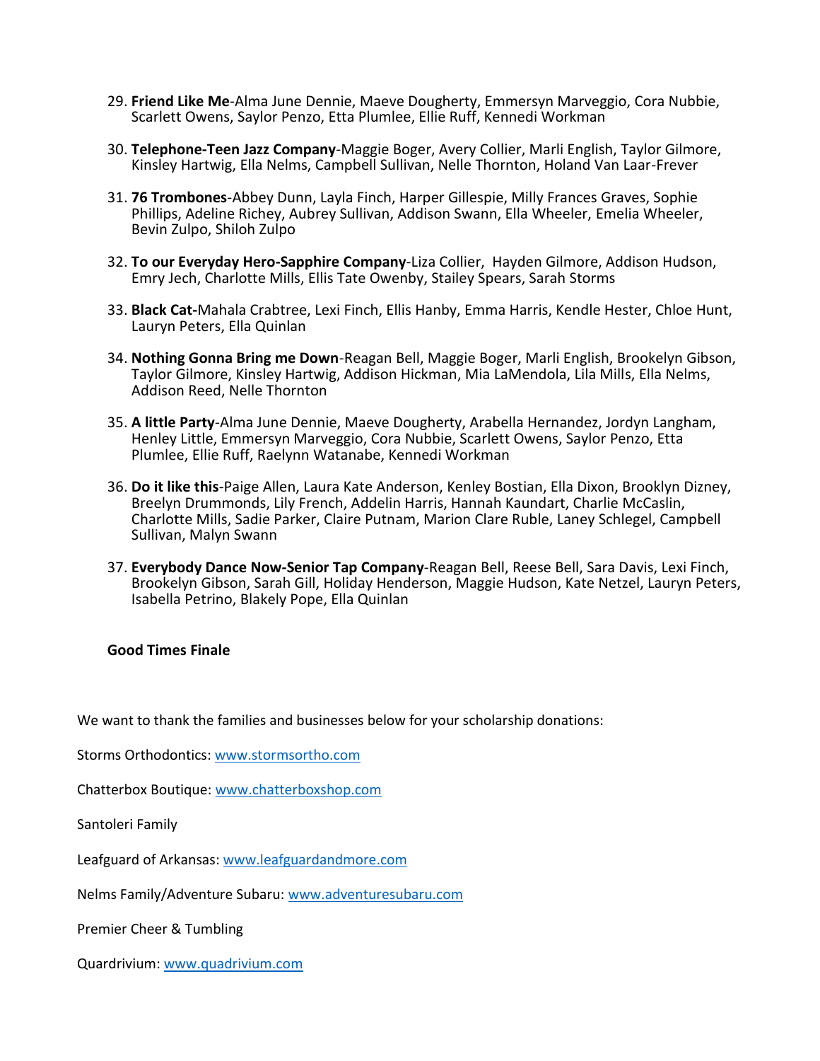29. **Friend Like Me**-Alma June Dennie, Maeve Dougherty, Emmersyn Marveggio, Cora Nubbie, Scarlett Owens, Saylor Penzo, Etta Plumlee, Ellie Ruff, Kennedi Workman

30. **Telephone-Teen Jazz Company**-Maggie Boger, Avery Collier, Marli English, Taylor Gilmore, Kinsley Hartwig, Ella Nelms, Campbell Sullivan, Nelle Thornton, Holand Van Laar-Frever

31. **76 Trombones**-Abbey Dunn, Layla Finch, Harper Gillespie, Milly Frances Graves, Sophie Phillips, Adeline Richey, Aubrey Sullivan, Addison Swann, Ella Wheeler, Emelia Wheeler, Bevin Zulpo, Shiloh Zulpo

32. **To our Everyday Hero-Sapphire Company**-Liza Collier, Hayden Gilmore, Addison Hudson, Emry Jech, Charlotte Mills, Ellis Tate Owenby, Stailey Spears, Sarah Storms

33. **Black Cat-**Mahala Crabtree, Lexi Finch, Ellis Hanby, Emma Harris, Kendle Hester, Chloe Hunt, Lauryn Peters, Ella Quinlan

34. **Nothing Gonna Bring me Down**-Reagan Bell, Maggie Boger, Marli English, Brookelyn Gibson, Taylor Gilmore, Kinsley Hartwig, Addison Hickman, Mia LaMendola, Lila Mills, Ella Nelms, Addison Reed, Nelle Thornton

35. **A little Party**-Alma June Dennie, Maeve Dougherty, Arabella Hernandez, Jordyn Langham, Henley Little, Emmersyn Marveggio, Cora Nubbie, Scarlett Owens, Saylor Penzo, Etta Plumlee, Ellie Ruff, Raelynn Watanabe, Kennedi Workman

36. **Do it like this**-Paige Allen, Laura Kate Anderson, Kenley Bostian, Ella Dixon, Brooklyn Dizney, Breelyn Drummonds, Lily French, Addelin Harris, Hannah Kaundart, Charlie McCaslin, Charlotte Mills, Sadie Parker, Claire Putnam, Marion Clare Ruble, Laney Schlegel, Campbell Sullivan, Malyn Swann

37. **Everybody Dance Now-Senior Tap Company**-Reagan Bell, Reese Bell, Sara Davis, Lexi Finch, Brookelyn Gibson, Sarah Gill, Holiday Henderson, Maggie Hudson, Kate Netzel, Lauryn Peters, Isabella Petrino, Blakely Pope, Ella Quinlan

**Good Times Finale**

We want to thank the families and businesses below for your scholarship donations:

Storms Orthodontics: www.stormsortho.com

Chatterbox Boutique: www.chatterboxshop.com

Santoleri Family

Leafguard of Arkansas: www.leafguardandmore.com

Nelms Family/Adventure Subaru: www.adventuresubaru.com

Premier Cheer & Tumbling

Quardrivium: www.quadrivium.com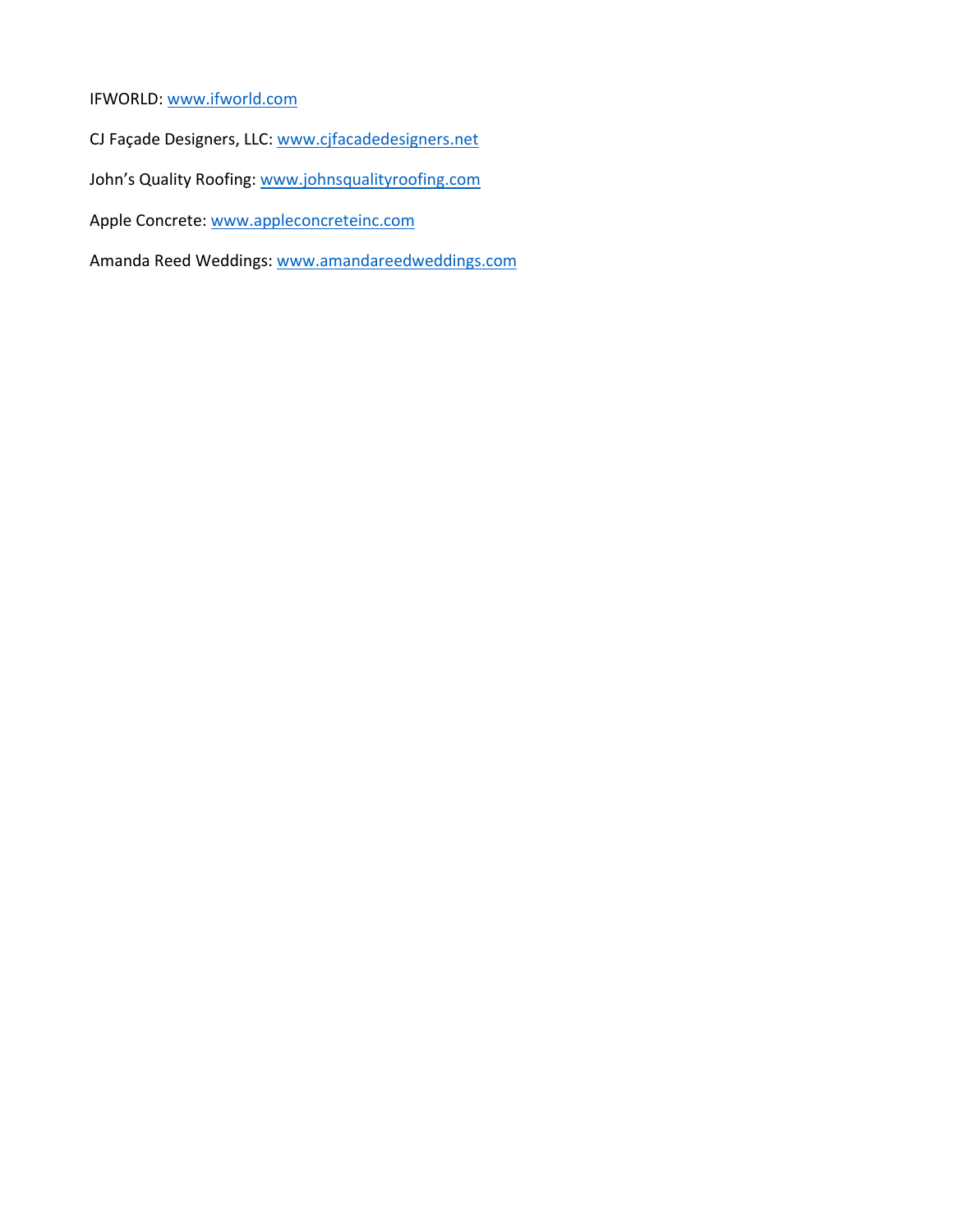IFWORLD: www.ifworld.com

CJ Façade Designers, LLC: www.cjfacadedesigners.net

John's Quality Roofing: www.johnsqualityroofing.com

Apple Concrete: www.appleconcreteinc.com

Amanda Reed Weddings: www.amandareedweddings.com